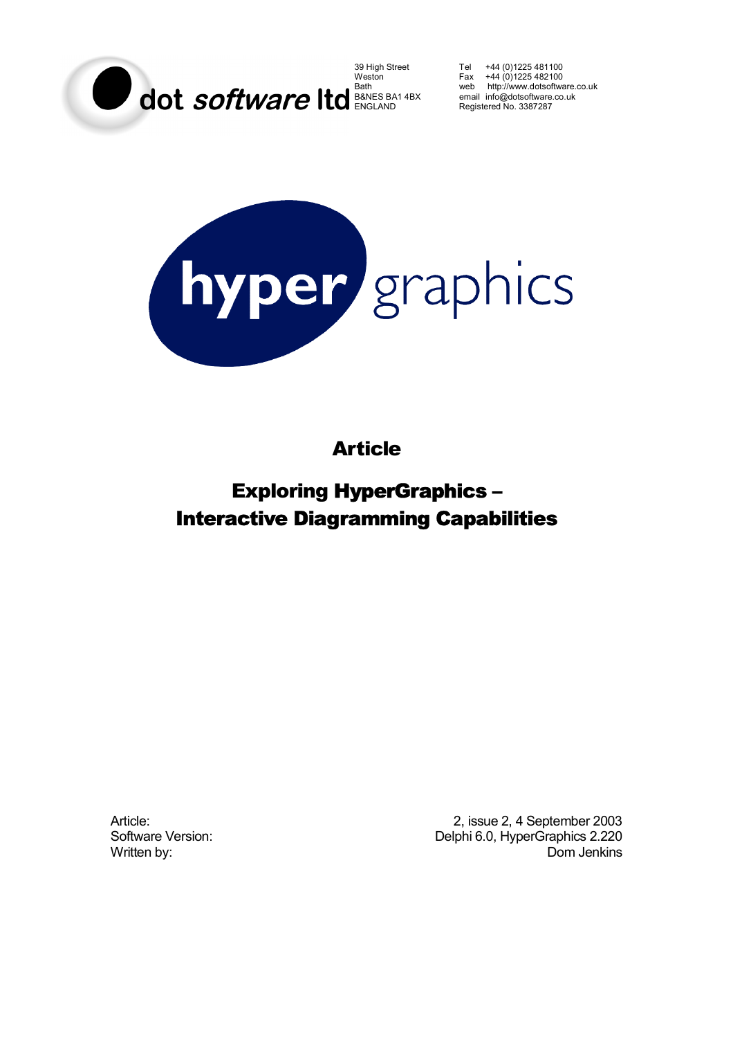dot *software* ltd

39 High Street
Weston
Bath
B&NES BA1 4BX
ENGLAND

Tel +44 (0)1225 481100
Fax +44 (0)1225 482100
web http://www.dotsoftware.co.uk
email info@dotsoftware.co.uk
Registered No. 3387287

hyper graphics

# Article

# Exploring HyperGraphics – Interactive Diagramming Capabilities

| | |
|---|---|
| Article: | 2, issue 2, 4 September 2003 |
| Software Version: | Delphi 6.0, HyperGraphics 2.220 |
| Written by: | Dom Jenkins |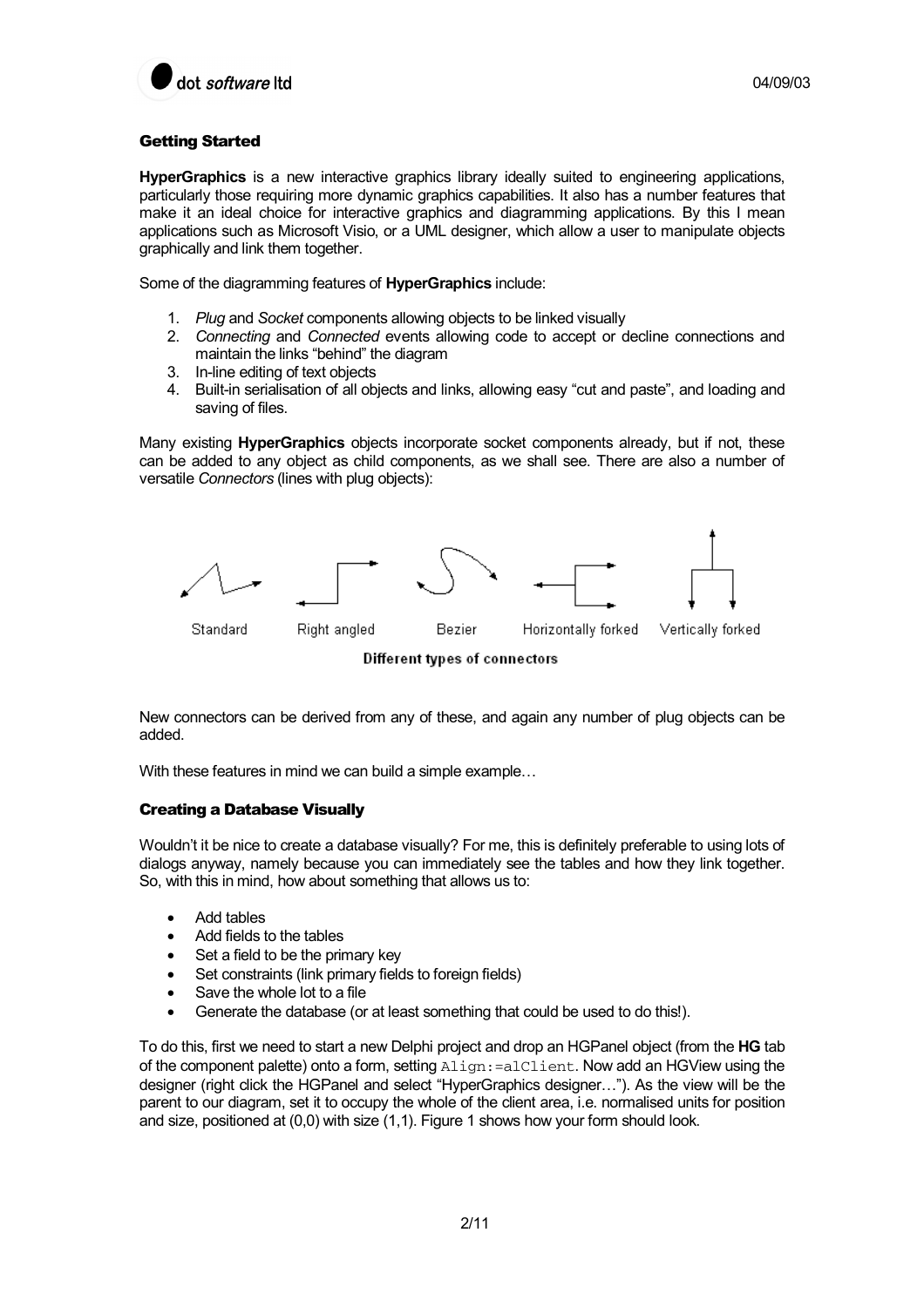## Getting Started

**HyperGraphics** is a new interactive graphics library ideally suited to engineering applications, particularly those requiring more dynamic graphics capabilities. It also has a number features that make it an ideal choice for interactive graphics and diagramming applications. By this I mean applications such as Microsoft Visio, or a UML designer, which allow a user to manipulate objects graphically and link them together.

Some of the diagramming features of **HyperGraphics** include:

1. *Plug* and *Socket* components allowing objects to be linked visually
2. *Connecting* and *Connected* events allowing code to accept or decline connections and maintain the links "behind" the diagram
3. In-line editing of text objects
4. Built-in serialisation of all objects and links, allowing easy "cut and paste", and loading and saving of files.

Many existing **HyperGraphics** objects incorporate socket components already, but if not, these can be added to any object as child components, as we shall see. There are also a number of versatile *Connectors* (lines with plug objects):

Standard   Right angled   Bezier   Horizontally forked   Vertically forked

**Different types of connectors**

New connectors can be derived from any of these, and again any number of plug objects can be added.

With these features in mind we can build a simple example…

## Creating a Database Visually

Wouldn't it be nice to create a database visually? For me, this is definitely preferable to using lots of dialogs anyway, namely because you can immediately see the tables and how they link together. So, with this in mind, how about something that allows us to:

- Add tables
- Add fields to the tables
- Set a field to be the primary key
- Set constraints (link primary fields to foreign fields)
- Save the whole lot to a file
- Generate the database (or at least something that could be used to do this!).

To do this, first we need to start a new Delphi project and drop an HGPanel object (from the **HG** tab of the component palette) onto a form, setting `Align:=alClient`. Now add an HGView using the designer (right click the HGPanel and select "HyperGraphics designer…"). As the view will be the parent to our diagram, set it to occupy the whole of the client area, i.e. normalised units for position and size, positioned at (0,0) with size (1,1). Figure 1 shows how your form should look.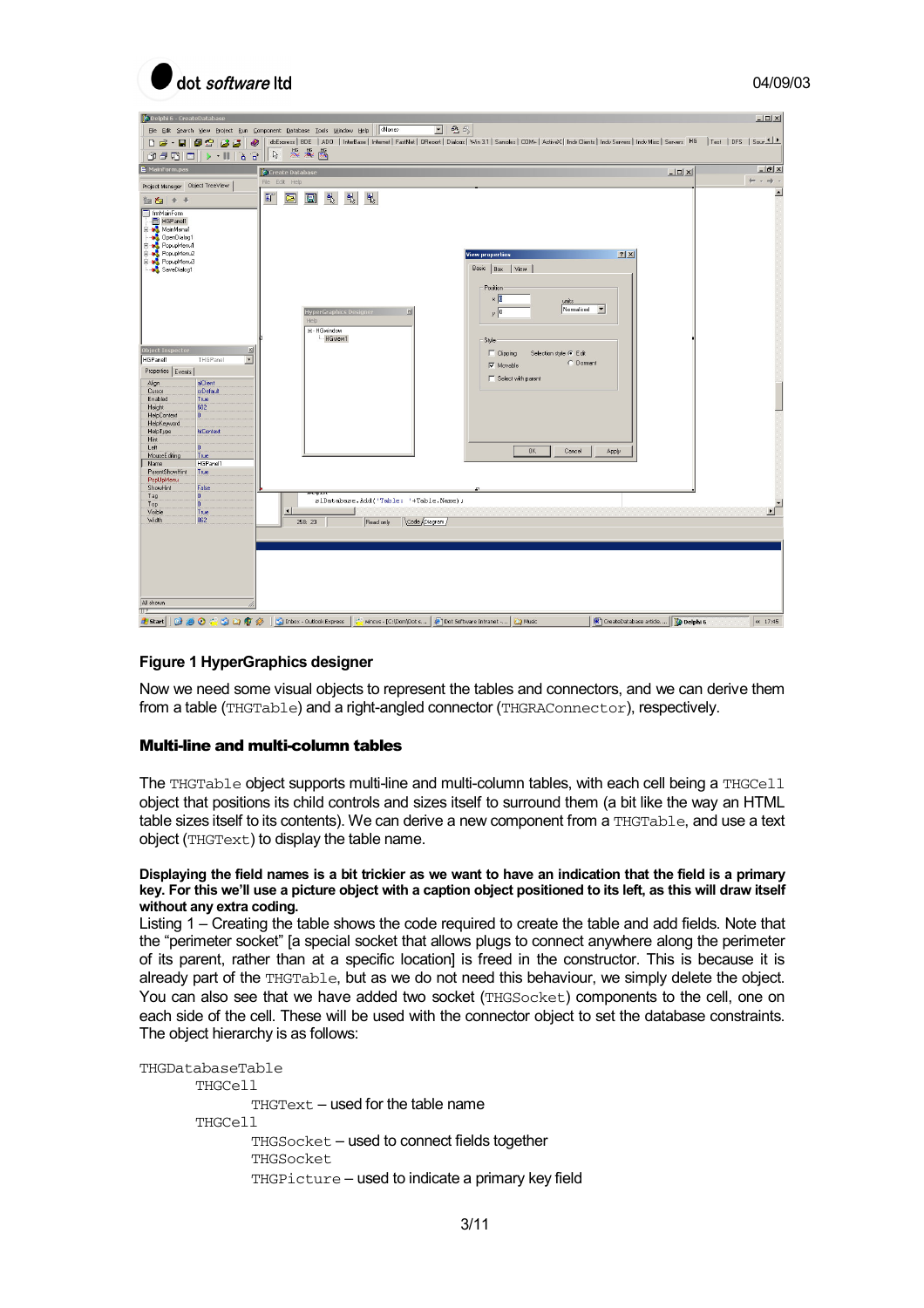**Figure 1 HyperGraphics designer**

Now we need some visual objects to represent the tables and connectors, and we can derive them from a table (`THGTable`) and a right-angled connector (`THGRAConnector`), respectively.

### Multi-line and multi-column tables

The `THGTable` object supports multi-line and multi-column tables, with each cell being a `THGCell` object that positions its child controls and sizes itself to surround them (a bit like the way an HTML table sizes itself to its contents). We can derive a new component from a `THGTable`, and use a text object (`THGText`) to display the table name.

**Displaying the field names is a bit trickier as we want to have an indication that the field is a primary key. For this we'll use a picture object with a caption object positioned to its left, as this will draw itself without any extra coding.**

Listing 1 – Creating the table shows the code required to create the table and add fields. Note that the "perimeter socket" [a special socket that allows plugs to connect anywhere along the perimeter of its parent, rather than at a specific location] is freed in the constructor. This is because it is already part of the `THGTable`, but as we do not need this behaviour, we simply delete the object. You can also see that we have added two socket (`THGSocket`) components to the cell, one on each side of the cell. These will be used with the connector object to set the database constraints. The object hierarchy is as follows:

```
THGDatabaseTable
        THGCell
                THGText – used for the table name
        THGCell
                THGSocket – used to connect fields together
                THGSocket
                THGPicture – used to indicate a primary key field
```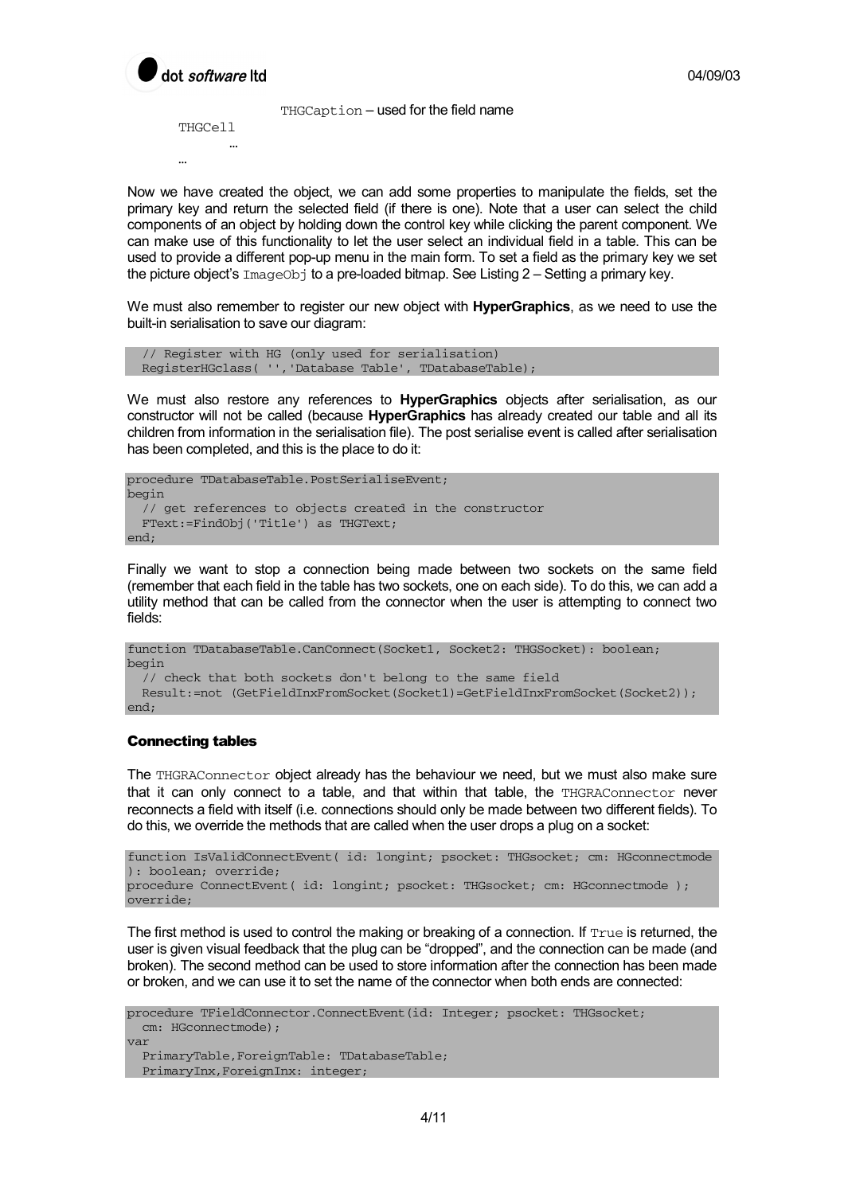```
            THGCaption – used for the field name
      THGCell
            …
      …
```

Now we have created the object, we can add some properties to manipulate the fields, set the primary key and return the selected field (if there is one). Note that a user can select the child components of an object by holding down the control key while clicking the parent component. We can make use of this functionality to let the user select an individual field in a table. This can be used to provide a different pop-up menu in the main form. To set a field as the primary key we set the picture object's `ImageObj` to a pre-loaded bitmap. See Listing 2 – Setting a primary key.

We must also remember to register our new object with **HyperGraphics**, as we need to use the built-in serialisation to save our diagram:

```
  // Register with HG (only used for serialisation)
  RegisterHGclass( '','Database Table', TDatabaseTable);
```

We must also restore any references to **HyperGraphics** objects after serialisation, as our constructor will not be called (because **HyperGraphics** has already created our table and all its children from information in the serialisation file). The post serialise event is called after serialisation has been completed, and this is the place to do it:

```
procedure TDatabaseTable.PostSerialiseEvent;
begin
  // get references to objects created in the constructor
  FText:=FindObj('Title') as THGText;
end;
```

Finally we want to stop a connection being made between two sockets on the same field (remember that each field in the table has two sockets, one on each side). To do this, we can add a utility method that can be called from the connector when the user is attempting to connect two fields:

```
function TDatabaseTable.CanConnect(Socket1, Socket2: THGSocket): boolean;
begin
  // check that both sockets don't belong to the same field
  Result:=not (GetFieldInxFromSocket(Socket1)=GetFieldInxFromSocket(Socket2));
end;
```

### Connecting tables

The `THGRAConnector` object already has the behaviour we need, but we must also make sure that it can only connect to a table, and that within that table, the `THGRAConnector` never reconnects a field with itself (i.e. connections should only be made between two different fields). To do this, we override the methods that are called when the user drops a plug on a socket:

```
function IsValidConnectEvent( id: longint; psocket: THGsocket; cm: HGconnectmode
): boolean; override;
procedure ConnectEvent( id: longint; psocket: THGsocket; cm: HGconnectmode );
override;
```

The first method is used to control the making or breaking of a connection. If `True` is returned, the user is given visual feedback that the plug can be "dropped", and the connection can be made (and broken). The second method can be used to store information after the connection has been made or broken, and we can use it to set the name of the connector when both ends are connected:

```
procedure TFieldConnector.ConnectEvent(id: Integer; psocket: THGsocket;
  cm: HGconnectmode);
var
  PrimaryTable,ForeignTable: TDatabaseTable;
  PrimaryInx,ForeignInx: integer;
```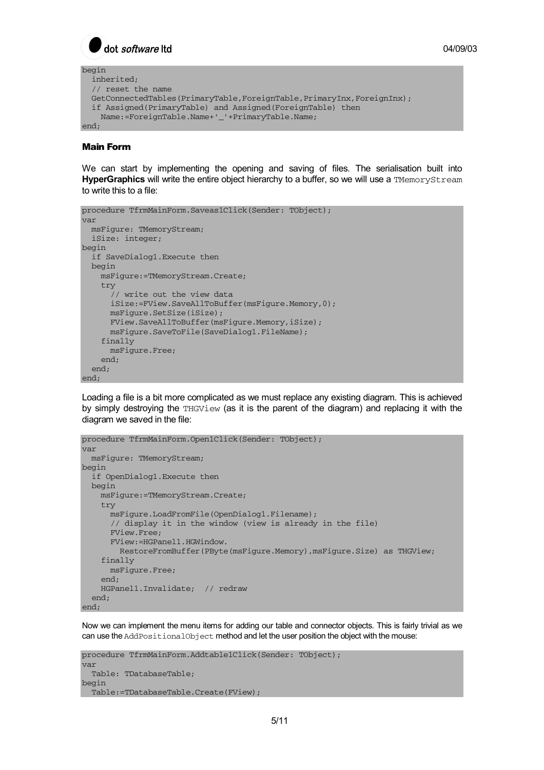```
begin
  inherited;
  // reset the name
  GetConnectedTables(PrimaryTable,ForeignTable,PrimaryInx,ForeignInx);
  if Assigned(PrimaryTable) and Assigned(ForeignTable) then
    Name:=ForeignTable.Name+'_'+PrimaryTable.Name;
end;
```

### Main Form

We can start by implementing the opening and saving of files. The serialisation built into **HyperGraphics** will write the entire object hierarchy to a buffer, so we will use a `TMemoryStream` to write this to a file:

```
procedure TfrmMainForm.Saveas1Click(Sender: TObject);
var
  msFigure: TMemoryStream;
  iSize: integer;
begin
  if SaveDialog1.Execute then
  begin
    msFigure:=TMemoryStream.Create;
    try
      // write out the view data
      iSize:=FView.SaveAllToBuffer(msFigure.Memory,0);
      msFigure.SetSize(iSize);
      FView.SaveAllToBuffer(msFigure.Memory,iSize);
      msFigure.SaveToFile(SaveDialog1.FileName);
    finally
      msFigure.Free;
    end;
  end;
end;
```

Loading a file is a bit more complicated as we must replace any existing diagram. This is achieved by simply destroying the `THGView` (as it is the parent of the diagram) and replacing it with the diagram we saved in the file:

```
procedure TfrmMainForm.Open1Click(Sender: TObject);
var
  msFigure: TMemoryStream;
begin
  if OpenDialog1.Execute then
  begin
    msFigure:=TMemoryStream.Create;
    try
      msFigure.LoadFromFile(OpenDialog1.Filename);
      // display it in the window (view is already in the file)
      FView.Free;
      FView:=HGPanel1.HGWindow.
        RestoreFromBuffer(PByte(msFigure.Memory),msFigure.Size) as THGView;
    finally
      msFigure.Free;
    end;
    HGPanel1.Invalidate;  // redraw
  end;
end;
```

Now we can implement the menu items for adding our table and connector objects. This is fairly trivial as we can use the `AddPositionalObject` method and let the user position the object with the mouse:

```
procedure TfrmMainForm.Addtable1Click(Sender: TObject);
var
  Table: TDatabaseTable;
begin
  Table:=TDatabaseTable.Create(FView);
```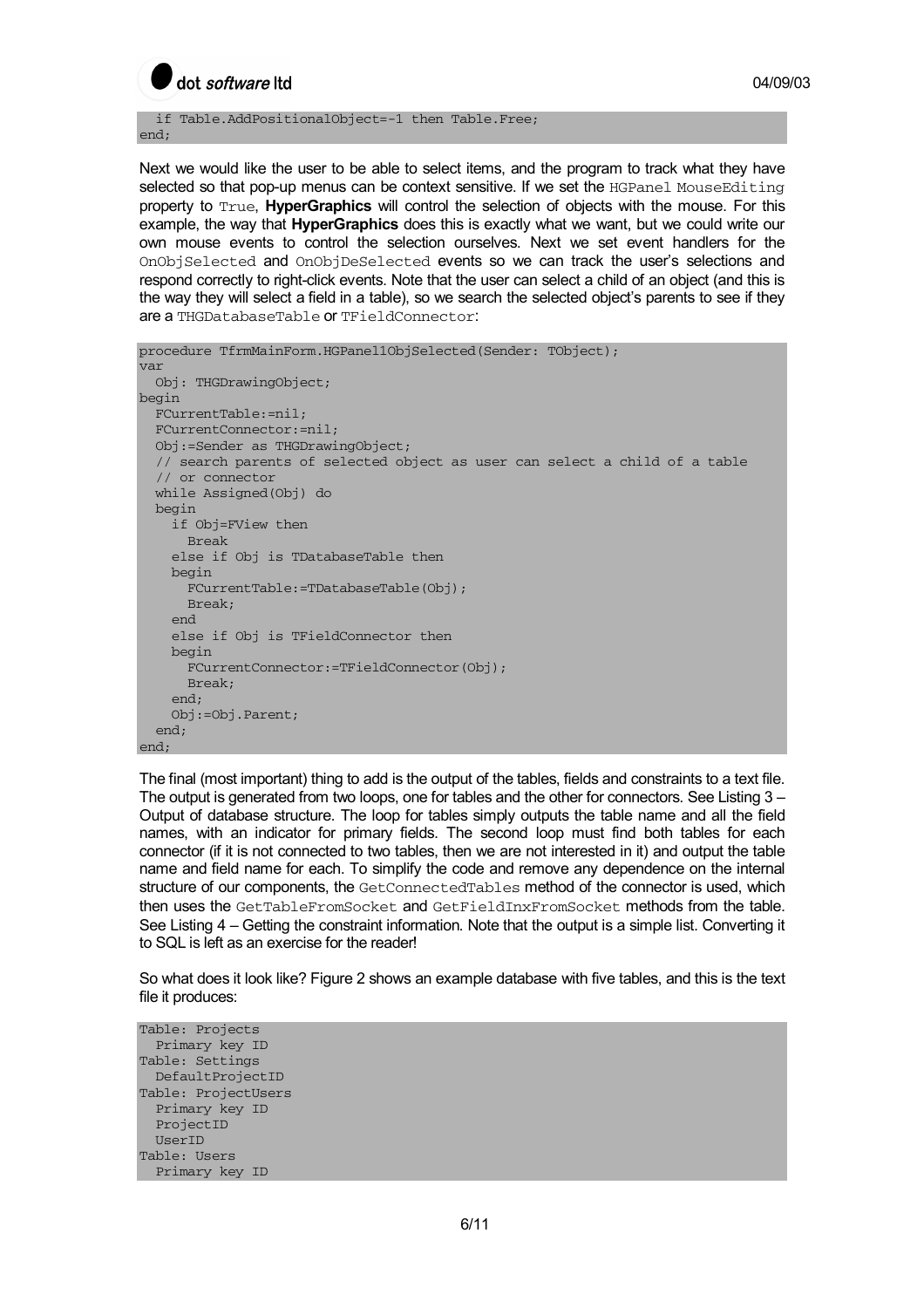```
  if Table.AddPositionalObject=-1 then Table.Free;
end;
```

Next we would like the user to be able to select items, and the program to track what they have selected so that pop-up menus can be context sensitive. If we set the `HGPanel MouseEditing` property to `True`, **HyperGraphics** will control the selection of objects with the mouse. For this example, the way that **HyperGraphics** does this is exactly what we want, but we could write our own mouse events to control the selection ourselves. Next we set event handlers for the `OnObjSelected` and `OnObjDeSelected` events so we can track the user's selections and respond correctly to right-click events. Note that the user can select a child of an object (and this is the way they will select a field in a table), so we search the selected object's parents to see if they are a `THGDatabaseTable` or `TFieldConnector`:

```
procedure TfrmMainForm.HGPanel1ObjSelected(Sender: TObject);
var
  Obj: THGDrawingObject;
begin
  FCurrentTable:=nil;
  FCurrentConnector:=nil;
  Obj:=Sender as THGDrawingObject;
  // search parents of selected object as user can select a child of a table
  // or connector
  while Assigned(Obj) do
  begin
    if Obj=FView then
      Break
    else if Obj is TDatabaseTable then
    begin
      FCurrentTable:=TDatabaseTable(Obj);
      Break;
    end
    else if Obj is TFieldConnector then
    begin
      FCurrentConnector:=TFieldConnector(Obj);
      Break;
    end;
    Obj:=Obj.Parent;
  end;
end;
```

The final (most important) thing to add is the output of the tables, fields and constraints to a text file. The output is generated from two loops, one for tables and the other for connectors. See Listing 3 – Output of database structure. The loop for tables simply outputs the table name and all the field names, with an indicator for primary fields. The second loop must find both tables for each connector (if it is not connected to two tables, then we are not interested in it) and output the table name and field name for each. To simplify the code and remove any dependence on the internal structure of our components, the `GetConnectedTables` method of the connector is used, which then uses the `GetTableFromSocket` and `GetFieldInxFromSocket` methods from the table. See Listing 4 – Getting the constraint information. Note that the output is a simple list. Converting it to SQL is left as an exercise for the reader!

So what does it look like? Figure 2 shows an example database with five tables, and this is the text file it produces:

```
Table: Projects
  Primary key ID
Table: Settings
  DefaultProjectID
Table: ProjectUsers
  Primary key ID
  ProjectID
  UserID
Table: Users
  Primary key ID
```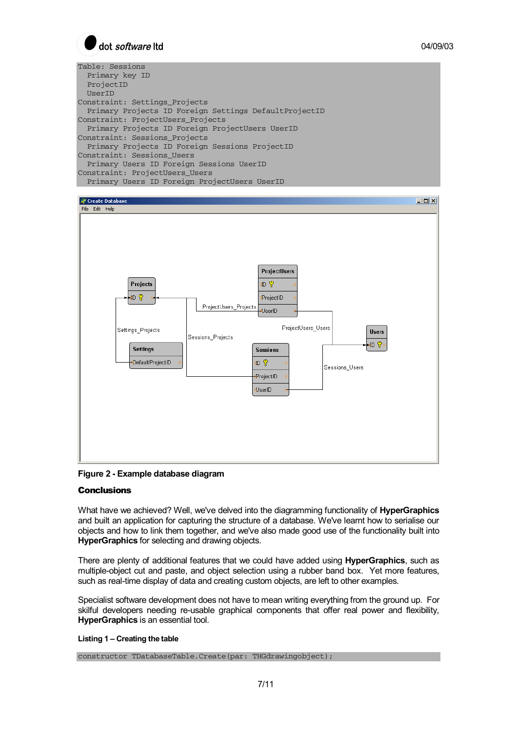```
Table: Sessions
  Primary key ID
  ProjectID
  UserID
Constraint: Settings_Projects
  Primary Projects ID Foreign Settings DefaultProjectID
Constraint: ProjectUsers_Projects
  Primary Projects ID Foreign ProjectUsers UserID
Constraint: Sessions_Projects
  Primary Projects ID Foreign Sessions ProjectID
Constraint: Sessions_Users
  Primary Users ID Foreign Sessions UserID
Constraint: ProjectUsers_Users
  Primary Users ID Foreign ProjectUsers UserID
```

**Figure 2 - Example database diagram**

## Conclusions

What have we achieved? Well, we've delved into the diagramming functionality of **HyperGraphics** and built an application for capturing the structure of a database. We've learnt how to serialise our objects and how to link them together, and we've also made good use of the functionality built into **HyperGraphics** for selecting and drawing objects.

There are plenty of additional features that we could have added using **HyperGraphics**, such as multiple-object cut and paste, and object selection using a rubber band box. Yet more features, such as real-time display of data and creating custom objects, are left to other examples.

Specialist software development does not have to mean writing everything from the ground up. For skilful developers needing re-usable graphical components that offer real power and flexibility, **HyperGraphics** is an essential tool.

**Listing 1 – Creating the table**

```
constructor TDatabaseTable.Create(par: THGdrawingobject);
```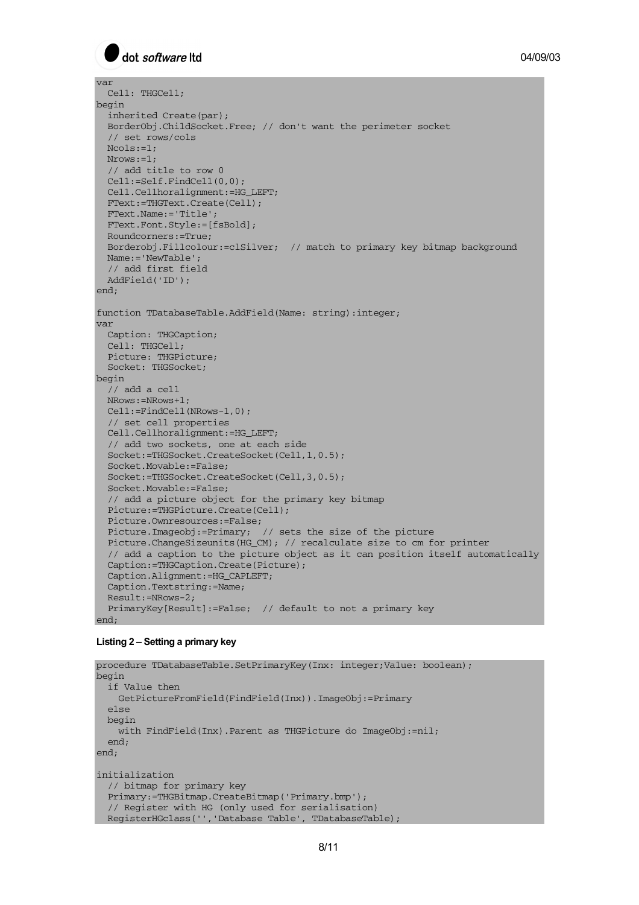```
var
  Cell: THGCell;
begin
  inherited Create(par);
  BorderObj.ChildSocket.Free; // don't want the perimeter socket
  // set rows/cols
  Ncols:=1;
  Nrows:=1;
  // add title to row 0
  Cell:=Self.FindCell(0,0);
  Cell.Cellhoralignment:=HG_LEFT;
  FText:=THGText.Create(Cell);
  FText.Name:='Title';
  FText.Font.Style:=[fsBold];
  Roundcorners:=True;
  Borderobj.Fillcolour:=clSilver;  // match to primary key bitmap background
  Name:='NewTable';
  // add first field
  AddField('ID');
end;

function TDatabaseTable.AddField(Name: string):integer;
var
  Caption: THGCaption;
  Cell: THGCell;
  Picture: THGPicture;
  Socket: THGSocket;
begin
  // add a cell
  NRows:=NRows+1;
  Cell:=FindCell(NRows-1,0);
  // set cell properties
  Cell.Cellhoralignment:=HG_LEFT;
  // add two sockets, one at each side
  Socket:=THGSocket.CreateSocket(Cell,1,0.5);
  Socket.Movable:=False;
  Socket:=THGSocket.CreateSocket(Cell,3,0.5);
  Socket.Movable:=False;
  // add a picture object for the primary key bitmap
  Picture:=THGPicture.Create(Cell);
  Picture.Ownresources:=False;
  Picture.Imageobj:=Primary;  // sets the size of the picture
  Picture.ChangeSizeunits(HG_CM); // recalculate size to cm for printer
  // add a caption to the picture object as it can position itself automatically
  Caption:=THGCaption.Create(Picture);
  Caption.Alignment:=HG_CAPLEFT;
  Caption.Textstring:=Name;
  Result:=NRows-2;
  PrimaryKey[Result]:=False;  // default to not a primary key
end;
```

**Listing 2 – Setting a primary key**

```
procedure TDatabaseTable.SetPrimaryKey(Inx: integer;Value: boolean);
begin
  if Value then
    GetPictureFromField(FindField(Inx)).ImageObj:=Primary
  else
  begin
    with FindField(Inx).Parent as THGPicture do ImageObj:=nil;
  end;
end;

initialization
  // bitmap for primary key
  Primary:=THGBitmap.CreateBitmap('Primary.bmp');
  // Register with HG (only used for serialisation)
  RegisterHGclass('','Database Table', TDatabaseTable);
```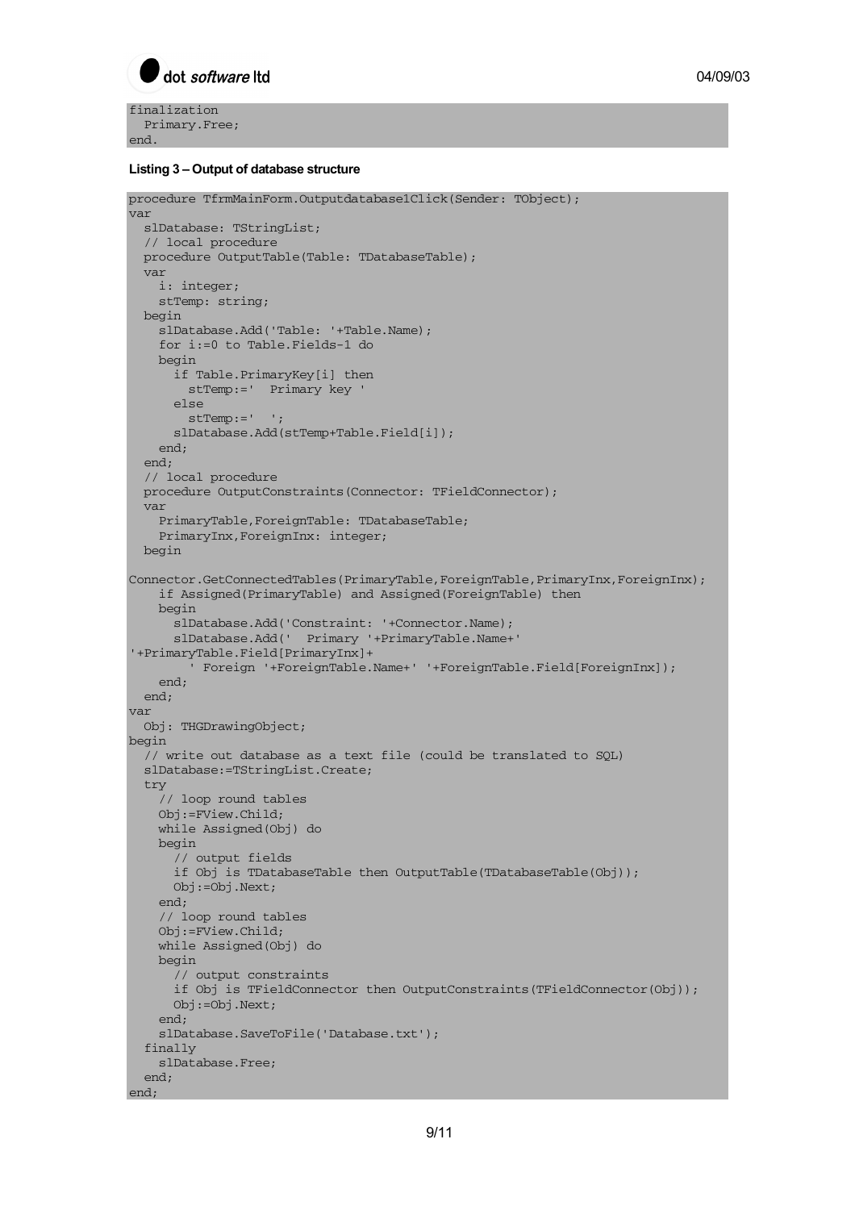```
finalization
  Primary.Free;
end.
```

**Listing 3 – Output of database structure**

```
procedure TfrmMainForm.Outputdatabase1Click(Sender: TObject);
var
  slDatabase: TStringList;
  // local procedure
  procedure OutputTable(Table: TDatabaseTable);
  var
    i: integer;
    stTemp: string;
  begin
    slDatabase.Add('Table: '+Table.Name);
    for i:=0 to Table.Fields-1 do
    begin
      if Table.PrimaryKey[i] then
        stTemp:='  Primary key '
      else
        stTemp:='  ';
      slDatabase.Add(stTemp+Table.Field[i]);
    end;
  end;
  // local procedure
  procedure OutputConstraints(Connector: TFieldConnector);
  var
    PrimaryTable,ForeignTable: TDatabaseTable;
    PrimaryInx,ForeignInx: integer;
  begin
Connector.GetConnectedTables(PrimaryTable,ForeignTable,PrimaryInx,ForeignInx);
    if Assigned(PrimaryTable) and Assigned(ForeignTable) then
    begin
      slDatabase.Add('Constraint: '+Connector.Name);
      slDatabase.Add('  Primary '+PrimaryTable.Name+'
'+PrimaryTable.Field[PrimaryInx]+
        ' Foreign '+ForeignTable.Name+' '+ForeignTable.Field[ForeignInx]);
    end;
  end;
var
  Obj: THGDrawingObject;
begin
  // write out database as a text file (could be translated to SQL)
  slDatabase:=TStringList.Create;
  try
    // loop round tables
    Obj:=FView.Child;
    while Assigned(Obj) do
    begin
      // output fields
      if Obj is TDatabaseTable then OutputTable(TDatabaseTable(Obj));
      Obj:=Obj.Next;
    end;
    // loop round tables
    Obj:=FView.Child;
    while Assigned(Obj) do
    begin
      // output constraints
      if Obj is TFieldConnector then OutputConstraints(TFieldConnector(Obj));
      Obj:=Obj.Next;
    end;
    slDatabase.SaveToFile('Database.txt');
  finally
    slDatabase.Free;
  end;
end;
```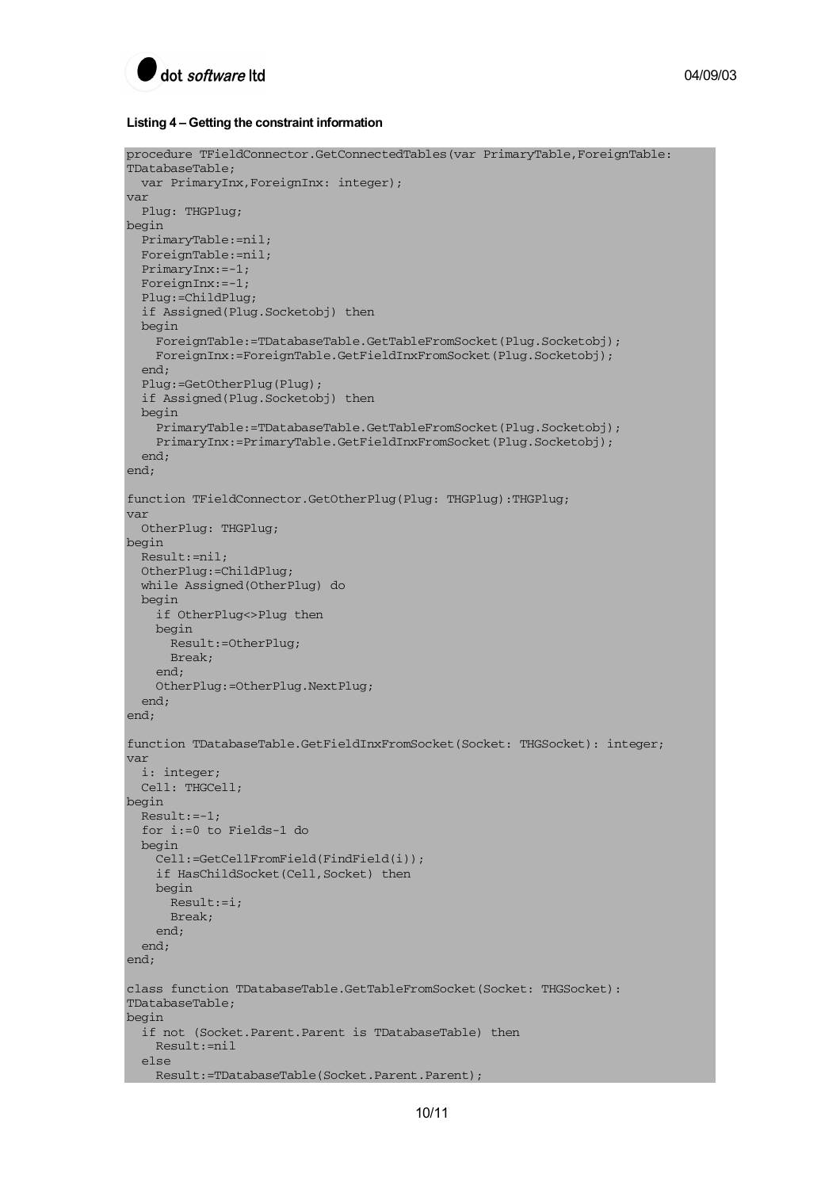**Listing 4 – Getting the constraint information**

```
procedure TFieldConnector.GetConnectedTables(var PrimaryTable,ForeignTable:
TDatabaseTable;
  var PrimaryInx,ForeignInx: integer);
var
  Plug: THGPlug;
begin
  PrimaryTable:=nil;
  ForeignTable:=nil;
  PrimaryInx:=-1;
  ForeignInx:=-1;
  Plug:=ChildPlug;
  if Assigned(Plug.Socketobj) then
  begin
    ForeignTable:=TDatabaseTable.GetTableFromSocket(Plug.Socketobj);
    ForeignInx:=ForeignTable.GetFieldInxFromSocket(Plug.Socketobj);
  end;
  Plug:=GetOtherPlug(Plug);
  if Assigned(Plug.Socketobj) then
  begin
    PrimaryTable:=TDatabaseTable.GetTableFromSocket(Plug.Socketobj);
    PrimaryInx:=PrimaryTable.GetFieldInxFromSocket(Plug.Socketobj);
  end;
end;

function TFieldConnector.GetOtherPlug(Plug: THGPlug):THGPlug;
var
  OtherPlug: THGPlug;
begin
  Result:=nil;
  OtherPlug:=ChildPlug;
  while Assigned(OtherPlug) do
  begin
    if OtherPlug<>Plug then
    begin
      Result:=OtherPlug;
      Break;
    end;
    OtherPlug:=OtherPlug.NextPlug;
  end;
end;

function TDatabaseTable.GetFieldInxFromSocket(Socket: THGSocket): integer;
var
  i: integer;
  Cell: THGCell;
begin
  Result:=-1;
  for i:=0 to Fields-1 do
  begin
    Cell:=GetCellFromField(FindField(i));
    if HasChildSocket(Cell,Socket) then
    begin
      Result:=i;
      Break;
    end;
  end;
end;

class function TDatabaseTable.GetTableFromSocket(Socket: THGSocket):
TDatabaseTable;
begin
  if not (Socket.Parent.Parent is TDatabaseTable) then
    Result:=nil
  else
    Result:=TDatabaseTable(Socket.Parent.Parent);
```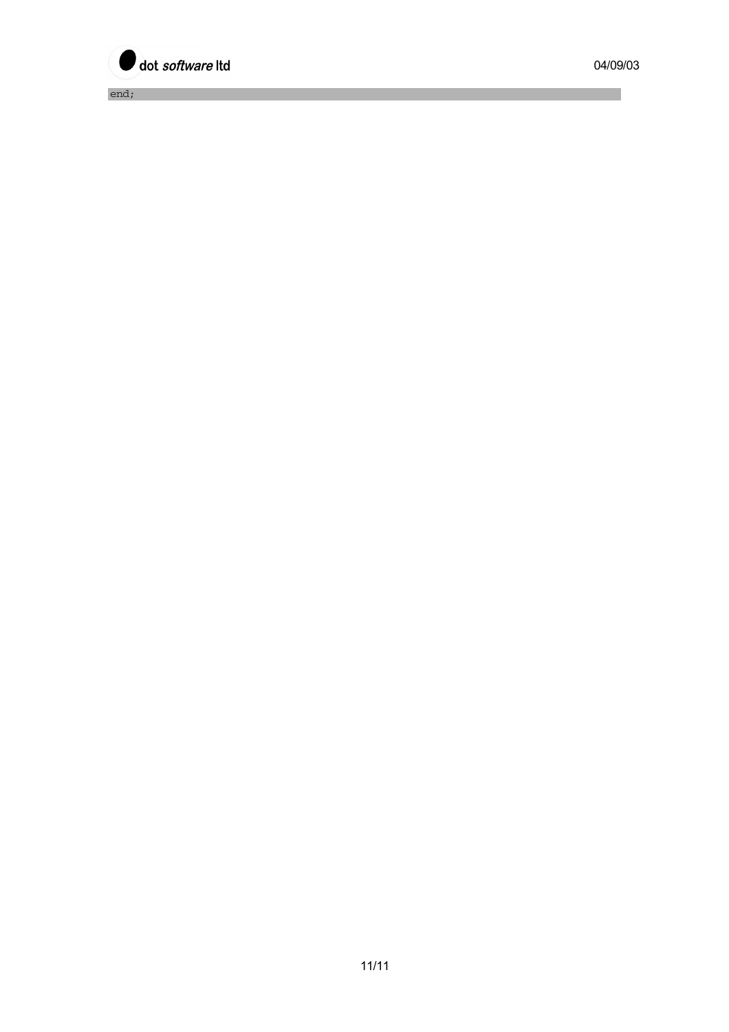```
end;
```